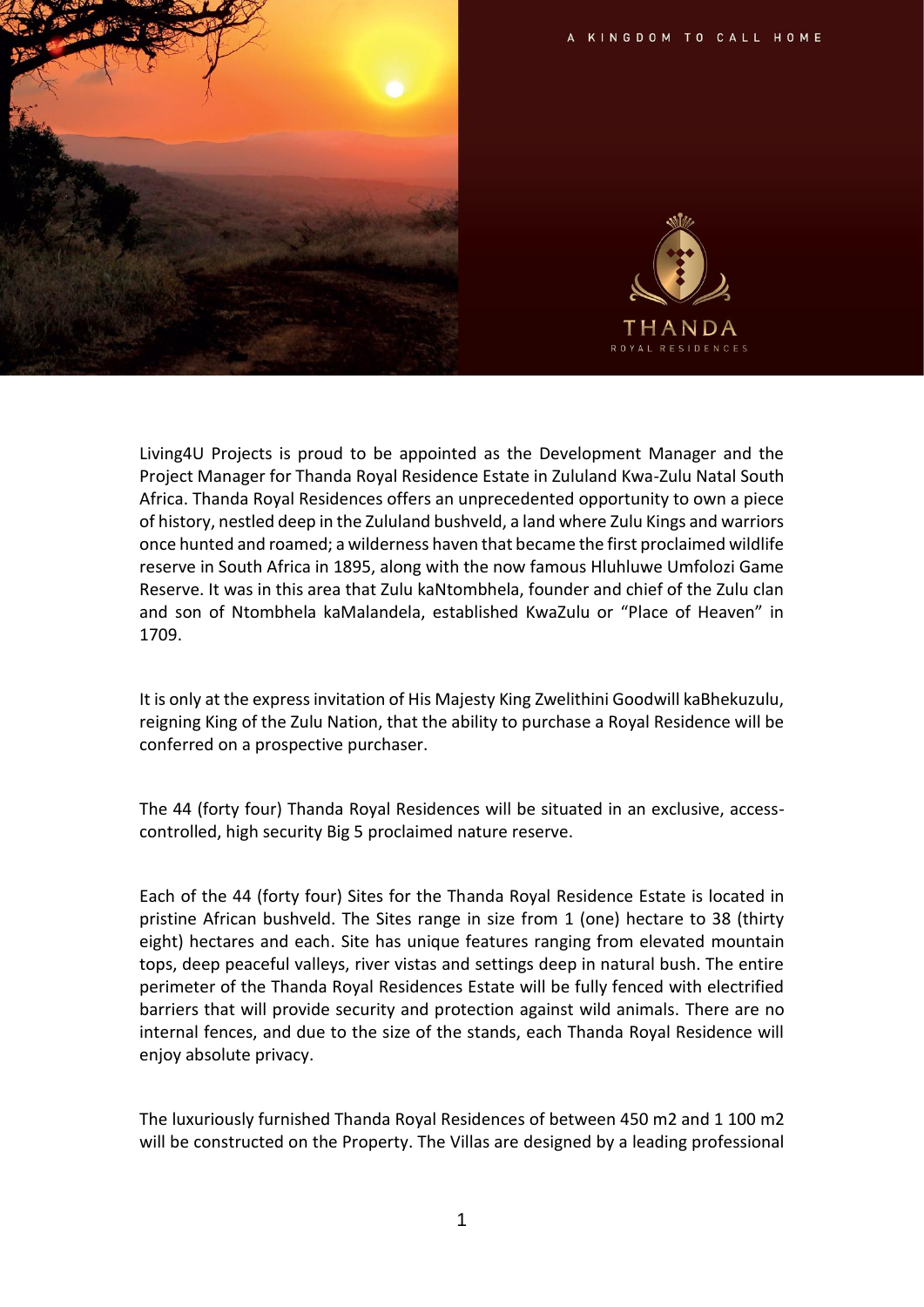A KINGDOM TO CALL HOME

THANDA
ROYAL RESIDENCES

Living4U Projects is proud to be appointed as the Development Manager and the Project Manager for Thanda Royal Residence Estate in Zululand Kwa-Zulu Natal South Africa. Thanda Royal Residences offers an unprecedented opportunity to own a piece of history, nestled deep in the Zululand bushveld, a land where Zulu Kings and warriors once hunted and roamed; a wilderness haven that became the first proclaimed wildlife reserve in South Africa in 1895, along with the now famous Hluhluwe Umfolozi Game Reserve. It was in this area that Zulu kaNtombhela, founder and chief of the Zulu clan and son of Ntombhela kaMalandela, established KwaZulu or "Place of Heaven" in 1709.

It is only at the express invitation of His Majesty King Zwelithini Goodwill kaBhekuzulu, reigning King of the Zulu Nation, that the ability to purchase a Royal Residence will be conferred on a prospective purchaser.

The 44 (forty four) Thanda Royal Residences will be situated in an exclusive, access-controlled, high security Big 5 proclaimed nature reserve.

Each of the 44 (forty four) Sites for the Thanda Royal Residence Estate is located in pristine African bushveld. The Sites range in size from 1 (one) hectare to 38 (thirty eight) hectares and each. Site has unique features ranging from elevated mountain tops, deep peaceful valleys, river vistas and settings deep in natural bush. The entire perimeter of the Thanda Royal Residences Estate will be fully fenced with electrified barriers that will provide security and protection against wild animals. There are no internal fences, and due to the size of the stands, each Thanda Royal Residence will enjoy absolute privacy.

The luxuriously furnished Thanda Royal Residences of between 450 m2 and 1 100 m2 will be constructed on the Property. The Villas are designed by a leading professional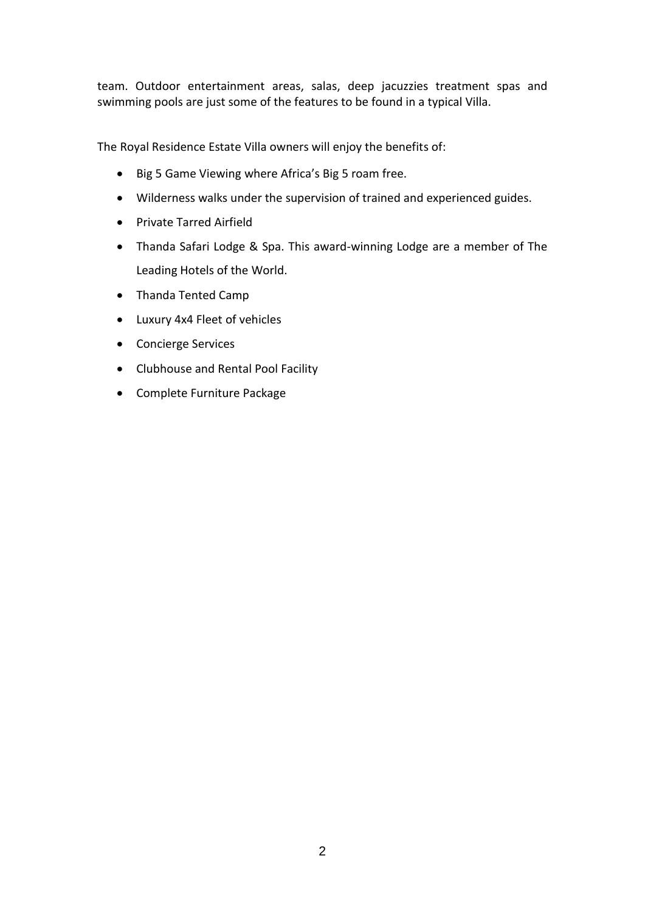team. Outdoor entertainment areas, salas, deep jacuzzies treatment spas and swimming pools are just some of the features to be found in a typical Villa.

The Royal Residence Estate Villa owners will enjoy the benefits of:

- Big 5 Game Viewing where Africa's Big 5 roam free.
- Wilderness walks under the supervision of trained and experienced guides.
- Private Tarred Airfield
- Thanda Safari Lodge & Spa. This award-winning Lodge are a member of The Leading Hotels of the World.
- Thanda Tented Camp
- Luxury 4x4 Fleet of vehicles
- Concierge Services
- Clubhouse and Rental Pool Facility
- Complete Furniture Package